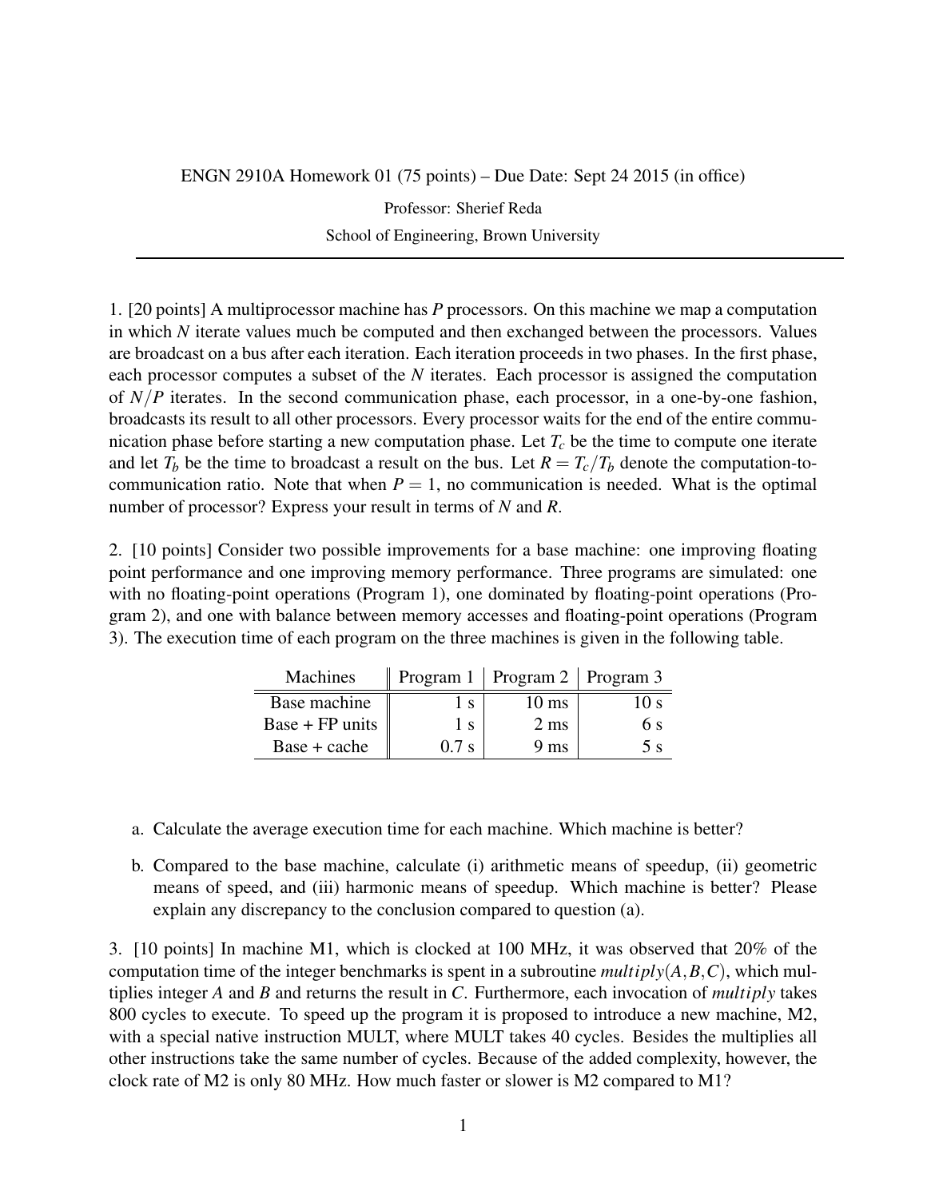ENGN 2910A Homework 01 (75 points) – Due Date: Sept 24 2015 (in office)

Professor: Sherief Reda

School of Engineering, Brown University

---

1. [20 points] A multiprocessor machine has $P$ processors. On this machine we map a computation in which $N$ iterate values much be computed and then exchanged between the processors. Values are broadcast on a bus after each iteration. Each iteration proceeds in two phases. In the first phase, each processor computes a subset of the $N$ iterates. Each processor is assigned the computation of $N/P$ iterates. In the second communication phase, each processor, in a one-by-one fashion, broadcasts its result to all other processors. Every processor waits for the end of the entire communication phase before starting a new computation phase. Let $T_c$ be the time to compute one iterate and let $T_b$ be the time to broadcast a result on the bus. Let $R = T_c/T_b$ denote the computation-to-communication ratio. Note that when $P = 1$, no communication is needed. What is the optimal number of processor? Express your result in terms of $N$ and $R$.

2. [10 points] Consider two possible improvements for a base machine: one improving floating point performance and one improving memory performance. Three programs are simulated: one with no floating-point operations (Program 1), one dominated by floating-point operations (Program 2), and one with balance between memory accesses and floating-point operations (Program 3). The execution time of each program on the three machines is given in the following table.

| Machines | Program 1 | Program 2 | Program 3 |
|---|---|---|---|
| Base machine | 1 s | 10 ms | 10 s |
| Base + FP units | 1 s | 2 ms | 6 s |
| Base + cache | 0.7 s | 9 ms | 5 s |

a. Calculate the average execution time for each machine. Which machine is better?

b. Compared to the base machine, calculate (i) arithmetic means of speedup, (ii) geometric means of speed, and (iii) harmonic means of speedup. Which machine is better? Please explain any discrepancy to the conclusion compared to question (a).

3. [10 points] In machine M1, which is clocked at 100 MHz, it was observed that 20% of the computation time of the integer benchmarks is spent in a subroutine $multiply(A,B,C)$, which multiplies integer $A$ and $B$ and returns the result in $C$. Furthermore, each invocation of $multiply$ takes 800 cycles to execute. To speed up the program it is proposed to introduce a new machine, M2, with a special native instruction MULT, where MULT takes 40 cycles. Besides the multiplies all other instructions take the same number of cycles. Because of the added complexity, however, the clock rate of M2 is only 80 MHz. How much faster or slower is M2 compared to M1?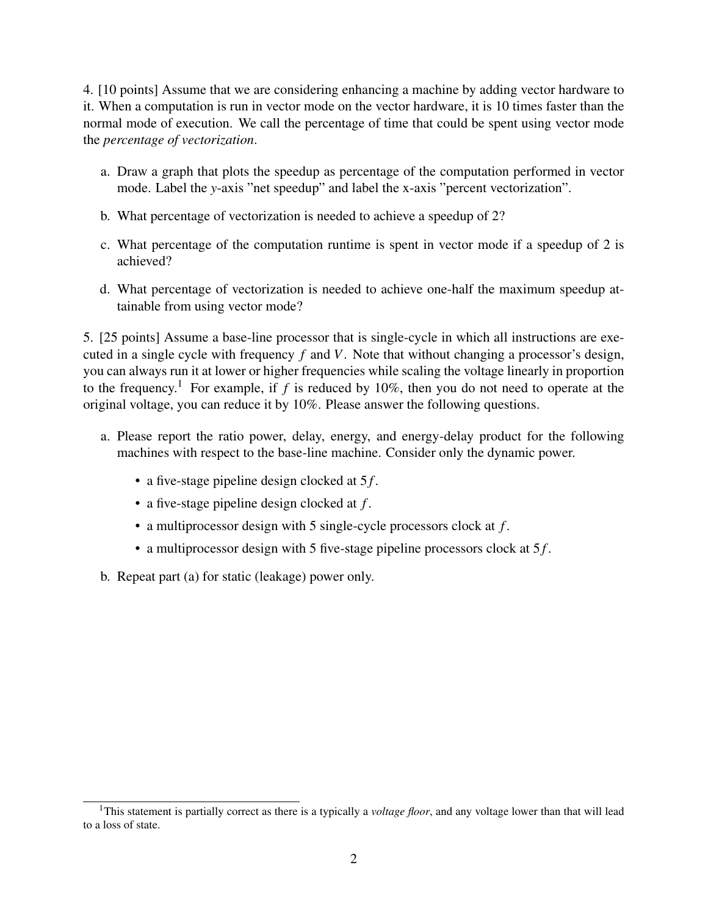4. [10 points] Assume that we are considering enhancing a machine by adding vector hardware to it. When a computation is run in vector mode on the vector hardware, it is 10 times faster than the normal mode of execution. We call the percentage of time that could be spent using vector mode the *percentage of vectorization*.

a. Draw a graph that plots the speedup as percentage of the computation performed in vector mode. Label the $y$-axis "net speedup" and label the x-axis "percent vectorization".

b. What percentage of vectorization is needed to achieve a speedup of 2?

c. What percentage of the computation runtime is spent in vector mode if a speedup of 2 is achieved?

d. What percentage of vectorization is needed to achieve one-half the maximum speedup attainable from using vector mode?

5. [25 points] Assume a base-line processor that is single-cycle in which all instructions are executed in a single cycle with frequency $f$ and $V$. Note that without changing a processor's design, you can always run it at lower or higher frequencies while scaling the voltage linearly in proportion to the frequency.[1] For example, if $f$ is reduced by 10%, then you do not need to operate at the original voltage, you can reduce it by 10%. Please answer the following questions.

a. Please report the ratio power, delay, energy, and energy-delay product for the following machines with respect to the base-line machine. Consider only the dynamic power.

- a five-stage pipeline design clocked at $5f$.
- a five-stage pipeline design clocked at $f$.
- a multiprocessor design with 5 single-cycle processors clock at $f$.
- a multiprocessor design with 5 five-stage pipeline processors clock at $5f$.

b. Repeat part (a) for static (leakage) power only.

[1] This statement is partially correct as there is a typically a *voltage floor*, and any voltage lower than that will lead to a loss of state.